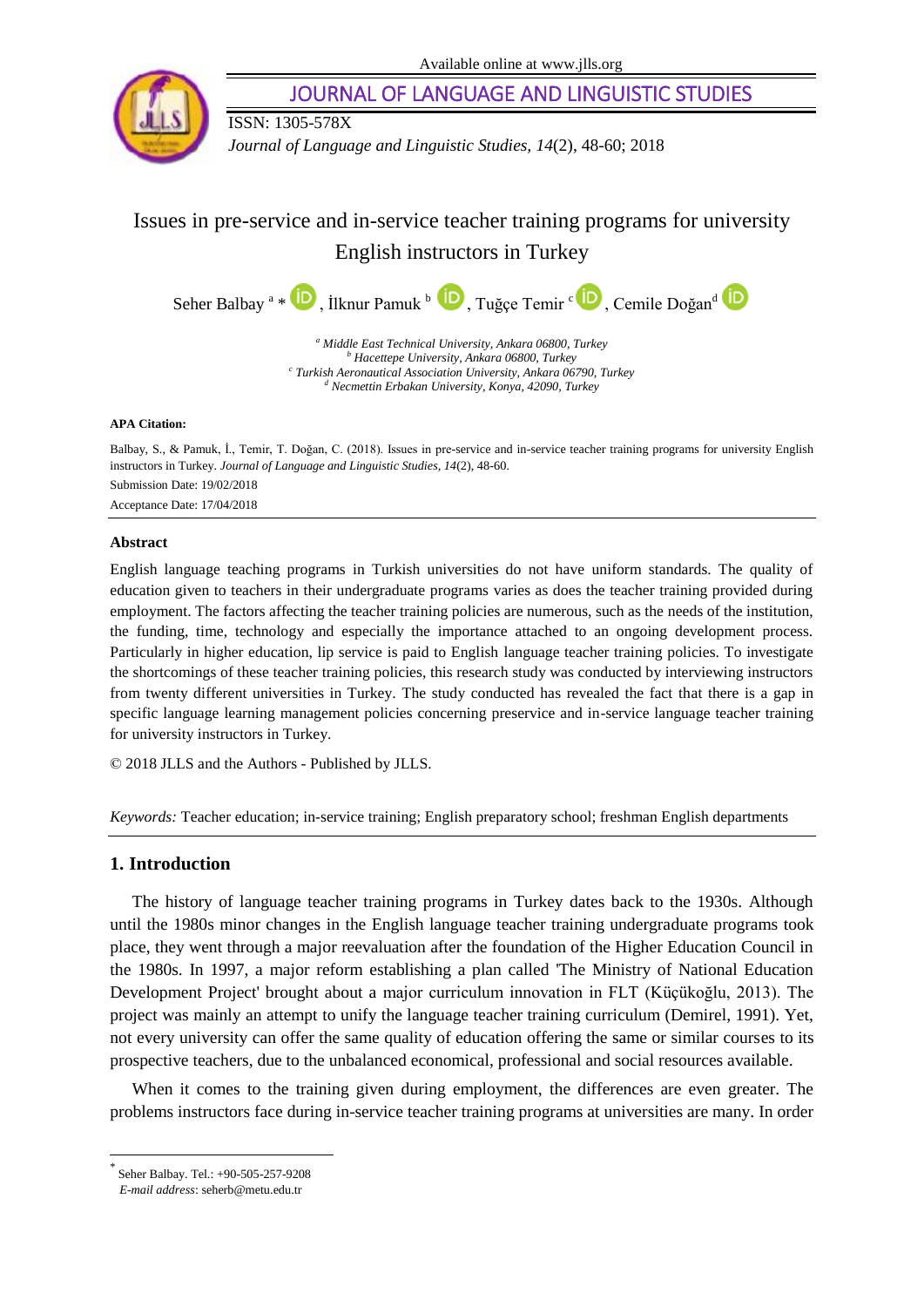# Issues in pre-service and in-service teacher training programs for university English instructors in Turkey

Seher Balbay [a] *, İlknur Pamuk [b], Tuğçe Temir [c], Cemile Doğan [d]

[a] *Middle East Technical University, Ankara 06800, Turkey*
[b] *Hacettepe University, Ankara 06800, Turkey*
[c] *Turkish Aeronautical Association University, Ankara 06790, Turkey*
[d] *Necmettin Erbakan University, Konya, 42090, Turkey*

**APA Citation:**

Balbay, S., & Pamuk, İ., Temir, T. Doğan, C. (2018). Issues in pre-service and in-service teacher training programs for university English instructors in Turkey. *Journal of Language and Linguistic Studies, 14*(2), 48-60.

Submission Date: 19/02/2018

Acceptance Date: 17/04/2018

## Abstract

English language teaching programs in Turkish universities do not have uniform standards. The quality of education given to teachers in their undergraduate programs varies as does the teacher training provided during employment. The factors affecting the teacher training policies are numerous, such as the needs of the institution, the funding, time, technology and especially the importance attached to an ongoing development process. Particularly in higher education, lip service is paid to English language teacher training policies. To investigate the shortcomings of these teacher training policies, this research study was conducted by interviewing instructors from twenty different universities in Turkey. The study conducted has revealed the fact that there is a gap in specific language learning management policies concerning preservice and in-service language teacher training for university instructors in Turkey.

© 2018 JLLS and the Authors - Published by JLLS.

*Keywords:* Teacher education; in-service training; English preparatory school; freshman English departments

## 1. Introduction

The history of language teacher training programs in Turkey dates back to the 1930s. Although until the 1980s minor changes in the English language teacher training undergraduate programs took place, they went through a major reevaluation after the foundation of the Higher Education Council in the 1980s. In 1997, a major reform establishing a plan called 'The Ministry of National Education Development Project' brought about a major curriculum innovation in FLT (Küçükoğlu, 2013). The project was mainly an attempt to unify the language teacher training curriculum (Demirel, 1991). Yet, not every university can offer the same quality of education offering the same or similar courses to its prospective teachers, due to the unbalanced economical, professional and social resources available.

When it comes to the training given during employment, the differences are even greater. The problems instructors face during in-service teacher training programs at universities are many. In order

---

* Seher Balbay. Tel.: +90-505-257-9208
*E-mail address*: seherb@metu.edu.tr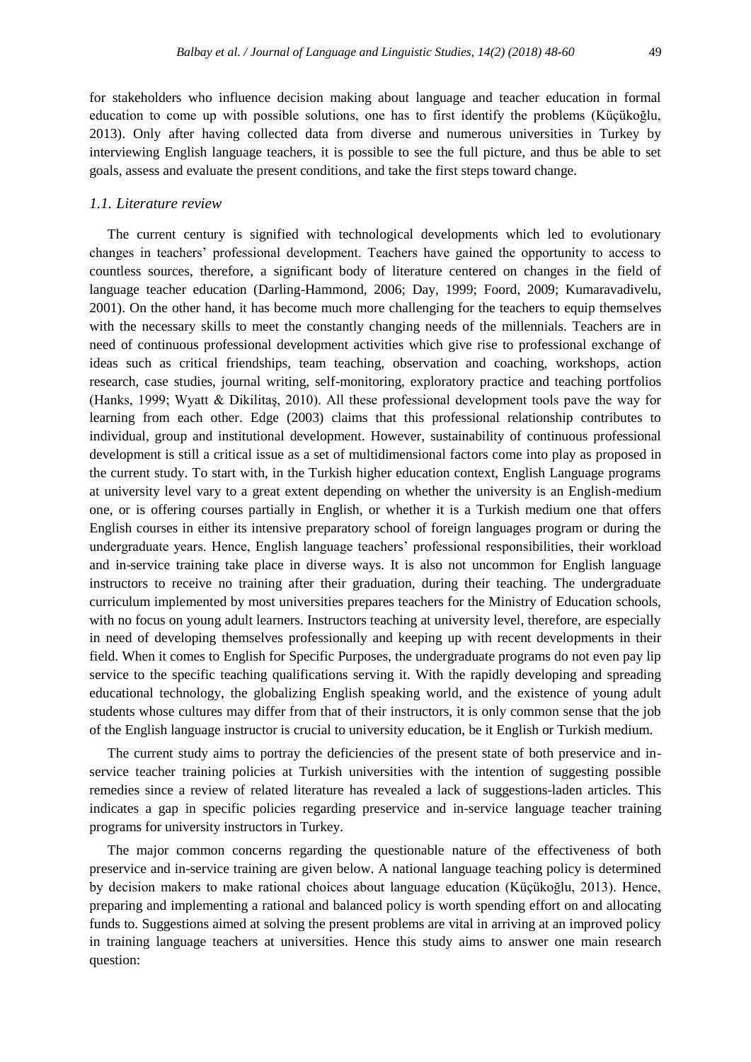for stakeholders who influence decision making about language and teacher education in formal education to come up with possible solutions, one has to first identify the problems (Küçükoğlu, 2013). Only after having collected data from diverse and numerous universities in Turkey by interviewing English language teachers, it is possible to see the full picture, and thus be able to set goals, assess and evaluate the present conditions, and take the first steps toward change.

### *1.1. Literature review*

The current century is signified with technological developments which led to evolutionary changes in teachers' professional development. Teachers have gained the opportunity to access to countless sources, therefore, a significant body of literature centered on changes in the field of language teacher education (Darling-Hammond, 2006; Day, 1999; Foord, 2009; Kumaravadivelu, 2001). On the other hand, it has become much more challenging for the teachers to equip themselves with the necessary skills to meet the constantly changing needs of the millennials. Teachers are in need of continuous professional development activities which give rise to professional exchange of ideas such as critical friendships, team teaching, observation and coaching, workshops, action research, case studies, journal writing, self-monitoring, exploratory practice and teaching portfolios (Hanks, 1999; Wyatt & Dikilitaş, 2010). All these professional development tools pave the way for learning from each other. Edge (2003) claims that this professional relationship contributes to individual, group and institutional development. However, sustainability of continuous professional development is still a critical issue as a set of multidimensional factors come into play as proposed in the current study. To start with, in the Turkish higher education context, English Language programs at university level vary to a great extent depending on whether the university is an English-medium one, or is offering courses partially in English, or whether it is a Turkish medium one that offers English courses in either its intensive preparatory school of foreign languages program or during the undergraduate years. Hence, English language teachers' professional responsibilities, their workload and in-service training take place in diverse ways. It is also not uncommon for English language instructors to receive no training after their graduation, during their teaching. The undergraduate curriculum implemented by most universities prepares teachers for the Ministry of Education schools, with no focus on young adult learners. Instructors teaching at university level, therefore, are especially in need of developing themselves professionally and keeping up with recent developments in their field. When it comes to English for Specific Purposes, the undergraduate programs do not even pay lip service to the specific teaching qualifications serving it. With the rapidly developing and spreading educational technology, the globalizing English speaking world, and the existence of young adult students whose cultures may differ from that of their instructors, it is only common sense that the job of the English language instructor is crucial to university education, be it English or Turkish medium.

The current study aims to portray the deficiencies of the present state of both preservice and in-service teacher training policies at Turkish universities with the intention of suggesting possible remedies since a review of related literature has revealed a lack of suggestions-laden articles. This indicates a gap in specific policies regarding preservice and in-service language teacher training programs for university instructors in Turkey.

The major common concerns regarding the questionable nature of the effectiveness of both preservice and in-service training are given below. A national language teaching policy is determined by decision makers to make rational choices about language education (Küçükoğlu, 2013). Hence, preparing and implementing a rational and balanced policy is worth spending effort on and allocating funds to. Suggestions aimed at solving the present problems are vital in arriving at an improved policy in training language teachers at universities. Hence this study aims to answer one main research question: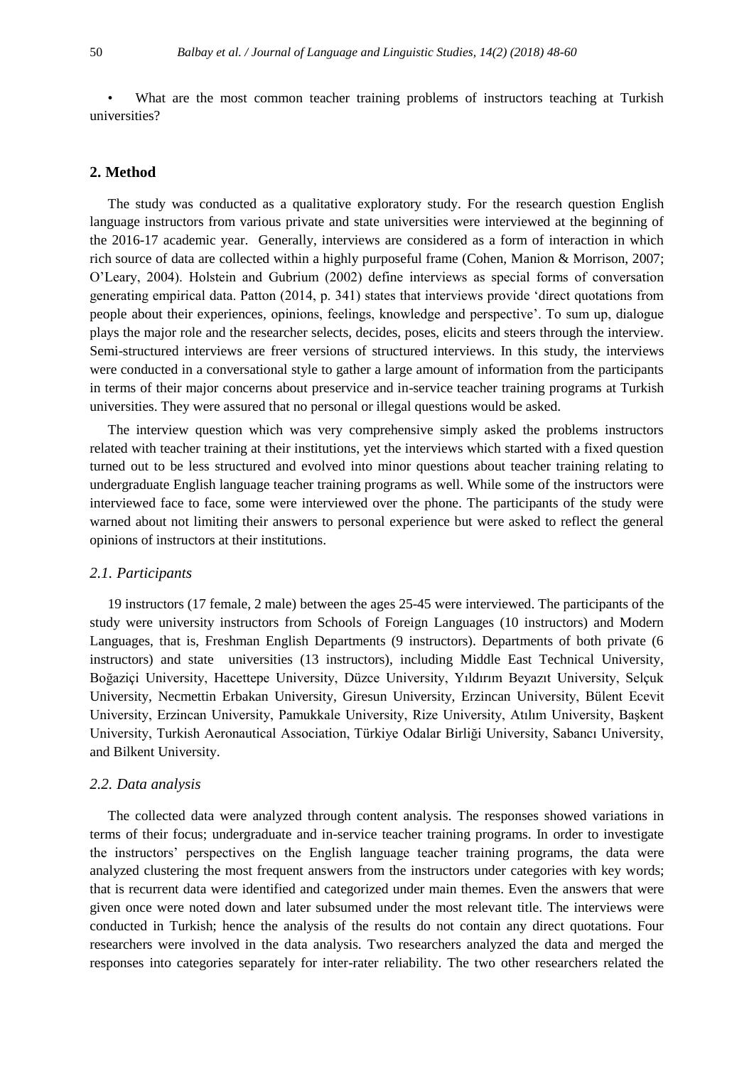- What are the most common teacher training problems of instructors teaching at Turkish universities?

## 2. Method

The study was conducted as a qualitative exploratory study. For the research question English language instructors from various private and state universities were interviewed at the beginning of the 2016-17 academic year. Generally, interviews are considered as a form of interaction in which rich source of data are collected within a highly purposeful frame (Cohen, Manion & Morrison, 2007; O'Leary, 2004). Holstein and Gubrium (2002) define interviews as special forms of conversation generating empirical data. Patton (2014, p. 341) states that interviews provide 'direct quotations from people about their experiences, opinions, feelings, knowledge and perspective'. To sum up, dialogue plays the major role and the researcher selects, decides, poses, elicits and steers through the interview. Semi-structured interviews are freer versions of structured interviews. In this study, the interviews were conducted in a conversational style to gather a large amount of information from the participants in terms of their major concerns about preservice and in-service teacher training programs at Turkish universities. They were assured that no personal or illegal questions would be asked.

The interview question which was very comprehensive simply asked the problems instructors related with teacher training at their institutions, yet the interviews which started with a fixed question turned out to be less structured and evolved into minor questions about teacher training relating to undergraduate English language teacher training programs as well. While some of the instructors were interviewed face to face, some were interviewed over the phone. The participants of the study were warned about not limiting their answers to personal experience but were asked to reflect the general opinions of instructors at their institutions.

### *2.1. Participants*

19 instructors (17 female, 2 male) between the ages 25-45 were interviewed. The participants of the study were university instructors from Schools of Foreign Languages (10 instructors) and Modern Languages, that is, Freshman English Departments (9 instructors). Departments of both private (6 instructors) and state universities (13 instructors), including Middle East Technical University, Boğaziçi University, Hacettepe University, Düzce University, Yıldırım Beyazıt University, Selçuk University, Necmettin Erbakan University, Giresun University, Erzincan University, Bülent Ecevit University, Erzincan University, Pamukkale University, Rize University, Atılım University, Başkent University, Turkish Aeronautical Association, Türkiye Odalar Birliği University, Sabancı University, and Bilkent University.

### *2.2. Data analysis*

The collected data were analyzed through content analysis. The responses showed variations in terms of their focus; undergraduate and in-service teacher training programs. In order to investigate the instructors' perspectives on the English language teacher training programs, the data were analyzed clustering the most frequent answers from the instructors under categories with key words; that is recurrent data were identified and categorized under main themes. Even the answers that were given once were noted down and later subsumed under the most relevant title. The interviews were conducted in Turkish; hence the analysis of the results do not contain any direct quotations. Four researchers were involved in the data analysis. Two researchers analyzed the data and merged the responses into categories separately for inter-rater reliability. The two other researchers related the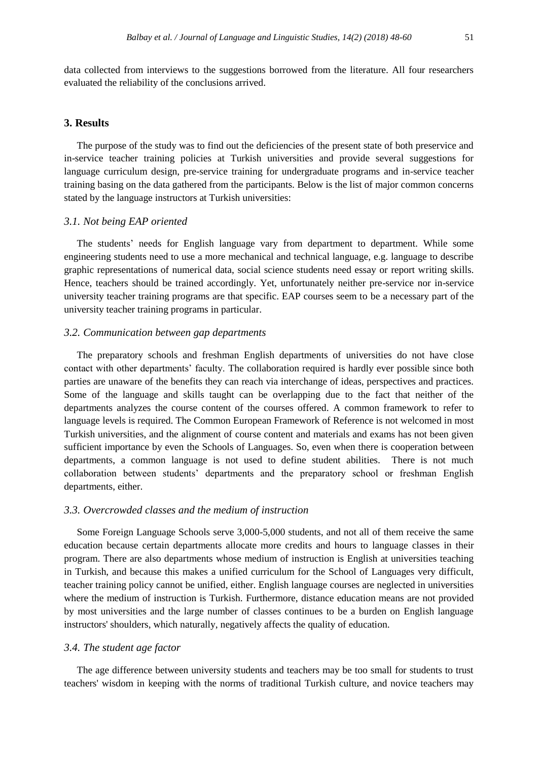data collected from interviews to the suggestions borrowed from the literature. All four researchers evaluated the reliability of the conclusions arrived.

## 3. Results

The purpose of the study was to find out the deficiencies of the present state of both preservice and in-service teacher training policies at Turkish universities and provide several suggestions for language curriculum design, pre-service training for undergraduate programs and in-service teacher training basing on the data gathered from the participants. Below is the list of major common concerns stated by the language instructors at Turkish universities:

### *3.1. Not being EAP oriented*

The students' needs for English language vary from department to department. While some engineering students need to use a more mechanical and technical language, e.g. language to describe graphic representations of numerical data, social science students need essay or report writing skills. Hence, teachers should be trained accordingly. Yet, unfortunately neither pre-service nor in-service university teacher training programs are that specific. EAP courses seem to be a necessary part of the university teacher training programs in particular.

### *3.2. Communication between gap departments*

The preparatory schools and freshman English departments of universities do not have close contact with other departments' faculty. The collaboration required is hardly ever possible since both parties are unaware of the benefits they can reach via interchange of ideas, perspectives and practices. Some of the language and skills taught can be overlapping due to the fact that neither of the departments analyzes the course content of the courses offered. A common framework to refer to language levels is required. The Common European Framework of Reference is not welcomed in most Turkish universities, and the alignment of course content and materials and exams has not been given sufficient importance by even the Schools of Languages. So, even when there is cooperation between departments, a common language is not used to define student abilities. There is not much collaboration between students' departments and the preparatory school or freshman English departments, either.

### *3.3. Overcrowded classes and the medium of instruction*

Some Foreign Language Schools serve 3,000-5,000 students, and not all of them receive the same education because certain departments allocate more credits and hours to language classes in their program. There are also departments whose medium of instruction is English at universities teaching in Turkish, and because this makes a unified curriculum for the School of Languages very difficult, teacher training policy cannot be unified, either. English language courses are neglected in universities where the medium of instruction is Turkish. Furthermore, distance education means are not provided by most universities and the large number of classes continues to be a burden on English language instructors' shoulders, which naturally, negatively affects the quality of education.

### *3.4. The student age factor*

The age difference between university students and teachers may be too small for students to trust teachers' wisdom in keeping with the norms of traditional Turkish culture, and novice teachers may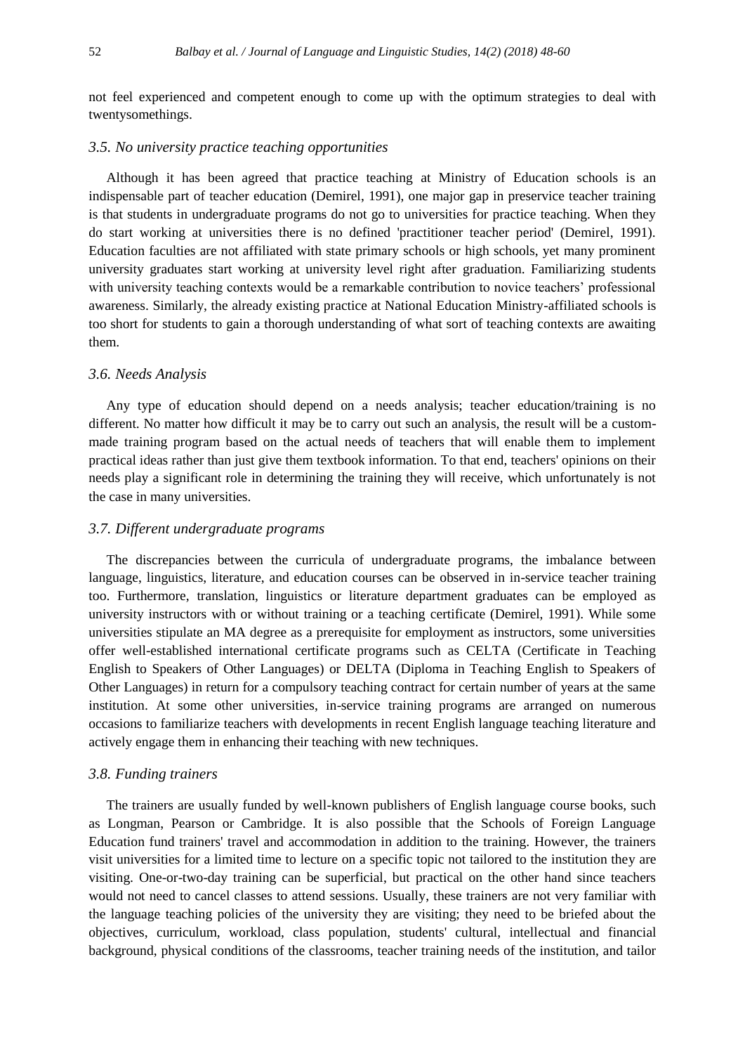not feel experienced and competent enough to come up with the optimum strategies to deal with twentysomethings.

### *3.5. No university practice teaching opportunities*

Although it has been agreed that practice teaching at Ministry of Education schools is an indispensable part of teacher education (Demirel, 1991), one major gap in preservice teacher training is that students in undergraduate programs do not go to universities for practice teaching. When they do start working at universities there is no defined 'practitioner teacher period' (Demirel, 1991). Education faculties are not affiliated with state primary schools or high schools, yet many prominent university graduates start working at university level right after graduation. Familiarizing students with university teaching contexts would be a remarkable contribution to novice teachers' professional awareness. Similarly, the already existing practice at National Education Ministry-affiliated schools is too short for students to gain a thorough understanding of what sort of teaching contexts are awaiting them.

### *3.6. Needs Analysis*

Any type of education should depend on a needs analysis; teacher education/training is no different. No matter how difficult it may be to carry out such an analysis, the result will be a custom-made training program based on the actual needs of teachers that will enable them to implement practical ideas rather than just give them textbook information. To that end, teachers' opinions on their needs play a significant role in determining the training they will receive, which unfortunately is not the case in many universities.

### *3.7. Different undergraduate programs*

The discrepancies between the curricula of undergraduate programs, the imbalance between language, linguistics, literature, and education courses can be observed in in-service teacher training too. Furthermore, translation, linguistics or literature department graduates can be employed as university instructors with or without training or a teaching certificate (Demirel, 1991). While some universities stipulate an MA degree as a prerequisite for employment as instructors, some universities offer well-established international certificate programs such as CELTA (Certificate in Teaching English to Speakers of Other Languages) or DELTA (Diploma in Teaching English to Speakers of Other Languages) in return for a compulsory teaching contract for certain number of years at the same institution. At some other universities, in-service training programs are arranged on numerous occasions to familiarize teachers with developments in recent English language teaching literature and actively engage them in enhancing their teaching with new techniques.

### *3.8. Funding trainers*

The trainers are usually funded by well-known publishers of English language course books, such as Longman, Pearson or Cambridge. It is also possible that the Schools of Foreign Language Education fund trainers' travel and accommodation in addition to the training. However, the trainers visit universities for a limited time to lecture on a specific topic not tailored to the institution they are visiting. One-or-two-day training can be superficial, but practical on the other hand since teachers would not need to cancel classes to attend sessions. Usually, these trainers are not very familiar with the language teaching policies of the university they are visiting; they need to be briefed about the objectives, curriculum, workload, class population, students' cultural, intellectual and financial background, physical conditions of the classrooms, teacher training needs of the institution, and tailor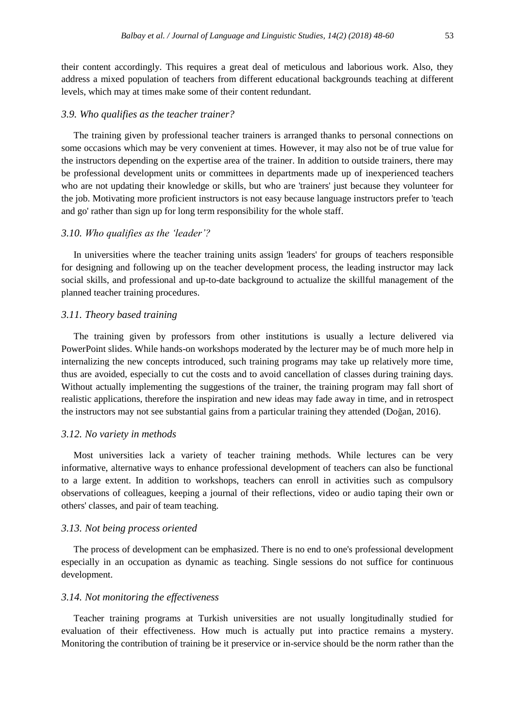their content accordingly. This requires a great deal of meticulous and laborious work. Also, they address a mixed population of teachers from different educational backgrounds teaching at different levels, which may at times make some of their content redundant.

### *3.9. Who qualifies as the teacher trainer?*

The training given by professional teacher trainers is arranged thanks to personal connections on some occasions which may be very convenient at times. However, it may also not be of true value for the instructors depending on the expertise area of the trainer. In addition to outside trainers, there may be professional development units or committees in departments made up of inexperienced teachers who are not updating their knowledge or skills, but who are 'trainers' just because they volunteer for the job. Motivating more proficient instructors is not easy because language instructors prefer to 'teach and go' rather than sign up for long term responsibility for the whole staff.

### *3.10. Who qualifies as the 'leader'?*

In universities where the teacher training units assign 'leaders' for groups of teachers responsible for designing and following up on the teacher development process, the leading instructor may lack social skills, and professional and up-to-date background to actualize the skillful management of the planned teacher training procedures.

### *3.11. Theory based training*

The training given by professors from other institutions is usually a lecture delivered via PowerPoint slides. While hands-on workshops moderated by the lecturer may be of much more help in internalizing the new concepts introduced, such training programs may take up relatively more time, thus are avoided, especially to cut the costs and to avoid cancellation of classes during training days. Without actually implementing the suggestions of the trainer, the training program may fall short of realistic applications, therefore the inspiration and new ideas may fade away in time, and in retrospect the instructors may not see substantial gains from a particular training they attended (Doğan, 2016).

### *3.12. No variety in methods*

Most universities lack a variety of teacher training methods. While lectures can be very informative, alternative ways to enhance professional development of teachers can also be functional to a large extent. In addition to workshops, teachers can enroll in activities such as compulsory observations of colleagues, keeping a journal of their reflections, video or audio taping their own or others' classes, and pair of team teaching.

### *3.13. Not being process oriented*

The process of development can be emphasized. There is no end to one's professional development especially in an occupation as dynamic as teaching. Single sessions do not suffice for continuous development.

### *3.14. Not monitoring the effectiveness*

Teacher training programs at Turkish universities are not usually longitudinally studied for evaluation of their effectiveness. How much is actually put into practice remains a mystery. Monitoring the contribution of training be it preservice or in-service should be the norm rather than the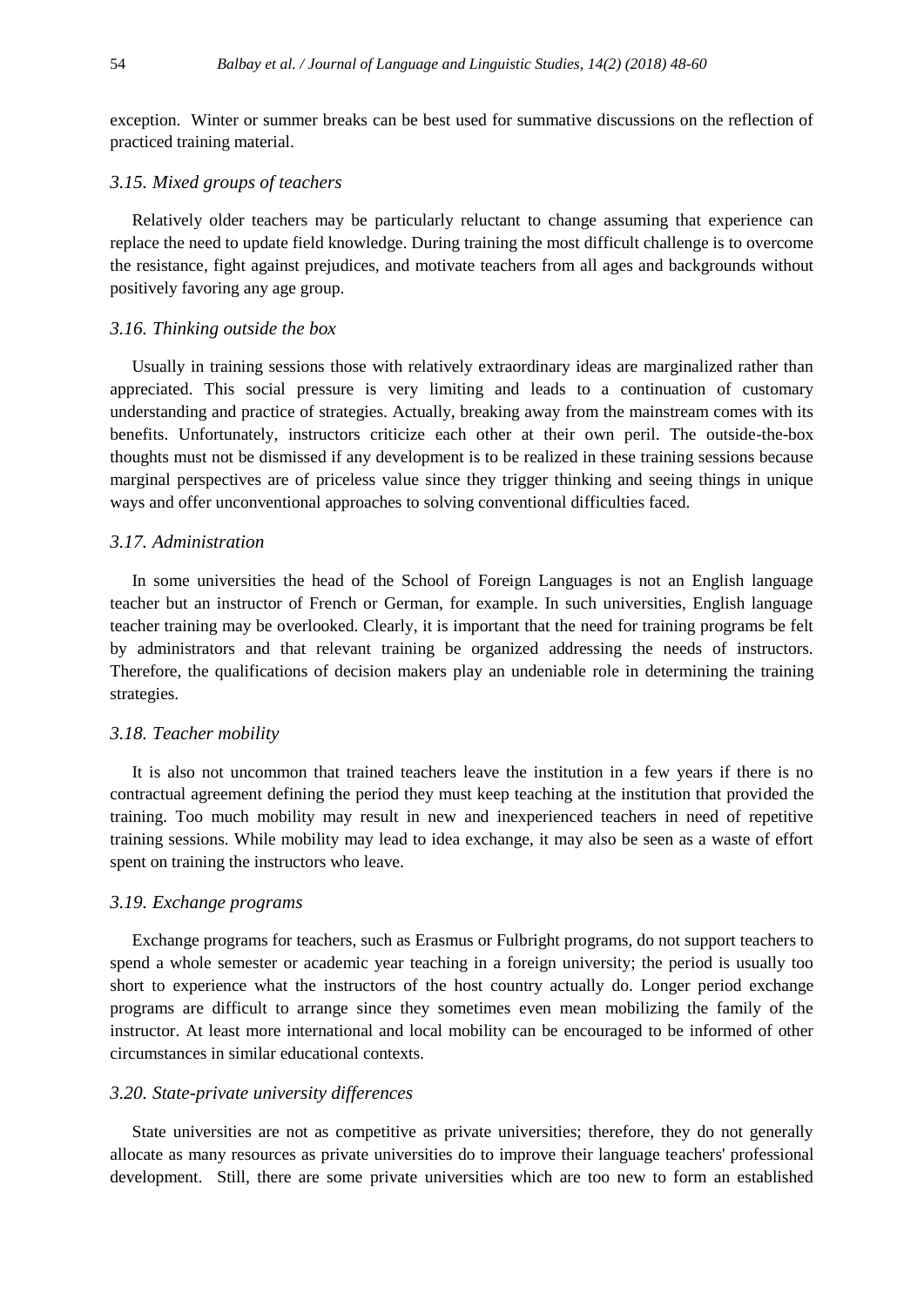exception. Winter or summer breaks can be best used for summative discussions on the reflection of practiced training material.

### *3.15. Mixed groups of teachers*

Relatively older teachers may be particularly reluctant to change assuming that experience can replace the need to update field knowledge. During training the most difficult challenge is to overcome the resistance, fight against prejudices, and motivate teachers from all ages and backgrounds without positively favoring any age group.

### *3.16. Thinking outside the box*

Usually in training sessions those with relatively extraordinary ideas are marginalized rather than appreciated. This social pressure is very limiting and leads to a continuation of customary understanding and practice of strategies. Actually, breaking away from the mainstream comes with its benefits. Unfortunately, instructors criticize each other at their own peril. The outside-the-box thoughts must not be dismissed if any development is to be realized in these training sessions because marginal perspectives are of priceless value since they trigger thinking and seeing things in unique ways and offer unconventional approaches to solving conventional difficulties faced.

### *3.17. Administration*

In some universities the head of the School of Foreign Languages is not an English language teacher but an instructor of French or German, for example. In such universities, English language teacher training may be overlooked. Clearly, it is important that the need for training programs be felt by administrators and that relevant training be organized addressing the needs of instructors. Therefore, the qualifications of decision makers play an undeniable role in determining the training strategies.

### *3.18. Teacher mobility*

It is also not uncommon that trained teachers leave the institution in a few years if there is no contractual agreement defining the period they must keep teaching at the institution that provided the training. Too much mobility may result in new and inexperienced teachers in need of repetitive training sessions. While mobility may lead to idea exchange, it may also be seen as a waste of effort spent on training the instructors who leave.

### *3.19. Exchange programs*

Exchange programs for teachers, such as Erasmus or Fulbright programs, do not support teachers to spend a whole semester or academic year teaching in a foreign university; the period is usually too short to experience what the instructors of the host country actually do. Longer period exchange programs are difficult to arrange since they sometimes even mean mobilizing the family of the instructor. At least more international and local mobility can be encouraged to be informed of other circumstances in similar educational contexts.

### *3.20. State-private university differences*

State universities are not as competitive as private universities; therefore, they do not generally allocate as many resources as private universities do to improve their language teachers' professional development. Still, there are some private universities which are too new to form an established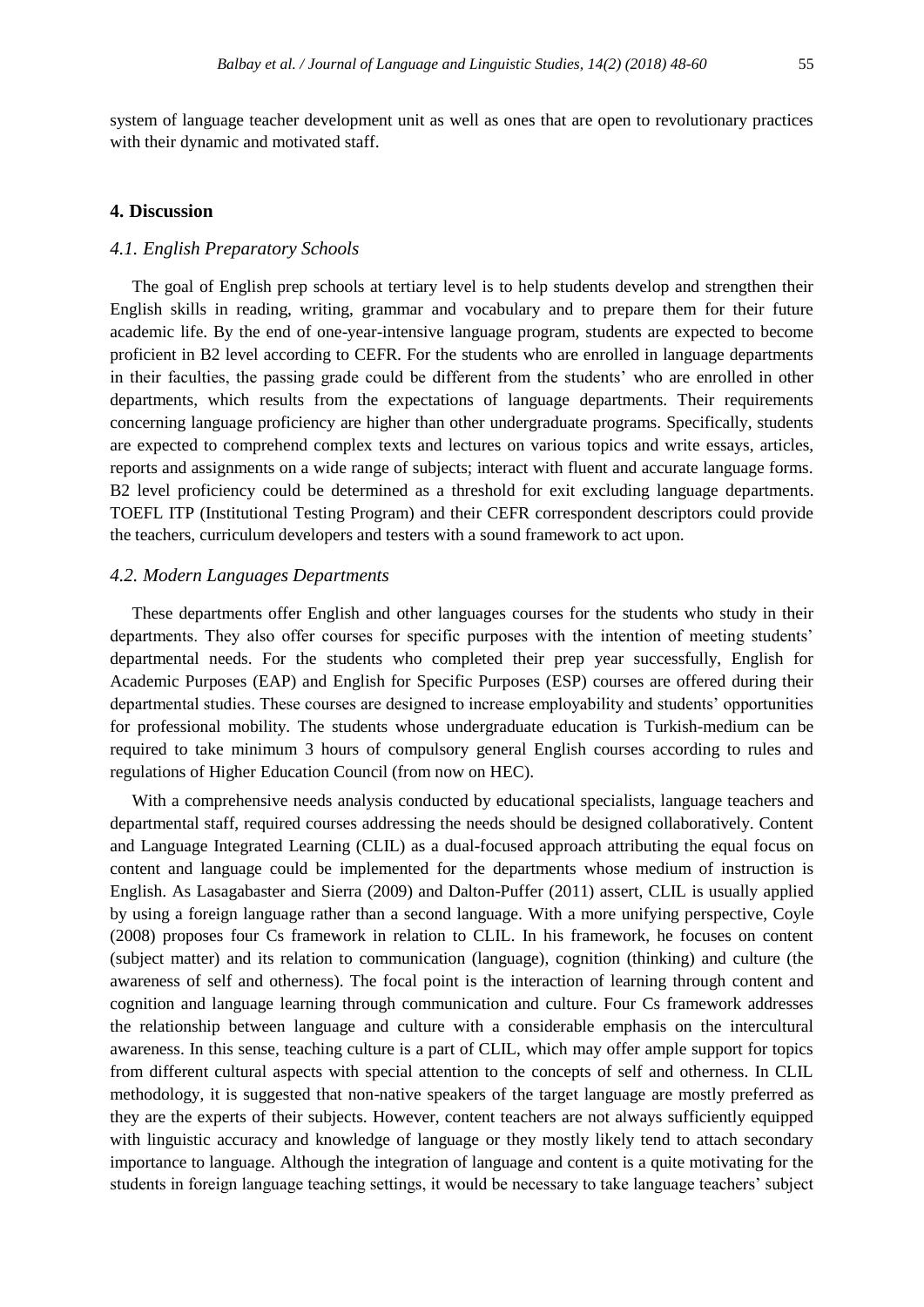system of language teacher development unit as well as ones that are open to revolutionary practices with their dynamic and motivated staff.

## 4. Discussion

### *4.1. English Preparatory Schools*

The goal of English prep schools at tertiary level is to help students develop and strengthen their English skills in reading, writing, grammar and vocabulary and to prepare them for their future academic life. By the end of one-year-intensive language program, students are expected to become proficient in B2 level according to CEFR. For the students who are enrolled in language departments in their faculties, the passing grade could be different from the students' who are enrolled in other departments, which results from the expectations of language departments. Their requirements concerning language proficiency are higher than other undergraduate programs. Specifically, students are expected to comprehend complex texts and lectures on various topics and write essays, articles, reports and assignments on a wide range of subjects; interact with fluent and accurate language forms. B2 level proficiency could be determined as a threshold for exit excluding language departments. TOEFL ITP (Institutional Testing Program) and their CEFR correspondent descriptors could provide the teachers, curriculum developers and testers with a sound framework to act upon.

### *4.2. Modern Languages Departments*

These departments offer English and other languages courses for the students who study in their departments. They also offer courses for specific purposes with the intention of meeting students' departmental needs. For the students who completed their prep year successfully, English for Academic Purposes (EAP) and English for Specific Purposes (ESP) courses are offered during their departmental studies. These courses are designed to increase employability and students' opportunities for professional mobility. The students whose undergraduate education is Turkish-medium can be required to take minimum 3 hours of compulsory general English courses according to rules and regulations of Higher Education Council (from now on HEC).

With a comprehensive needs analysis conducted by educational specialists, language teachers and departmental staff, required courses addressing the needs should be designed collaboratively. Content and Language Integrated Learning (CLIL) as a dual-focused approach attributing the equal focus on content and language could be implemented for the departments whose medium of instruction is English. As Lasagabaster and Sierra (2009) and Dalton-Puffer (2011) assert, CLIL is usually applied by using a foreign language rather than a second language. With a more unifying perspective, Coyle (2008) proposes four Cs framework in relation to CLIL. In his framework, he focuses on content (subject matter) and its relation to communication (language), cognition (thinking) and culture (the awareness of self and otherness). The focal point is the interaction of learning through content and cognition and language learning through communication and culture. Four Cs framework addresses the relationship between language and culture with a considerable emphasis on the intercultural awareness. In this sense, teaching culture is a part of CLIL, which may offer ample support for topics from different cultural aspects with special attention to the concepts of self and otherness. In CLIL methodology, it is suggested that non-native speakers of the target language are mostly preferred as they are the experts of their subjects. However, content teachers are not always sufficiently equipped with linguistic accuracy and knowledge of language or they mostly likely tend to attach secondary importance to language. Although the integration of language and content is a quite motivating for the students in foreign language teaching settings, it would be necessary to take language teachers' subject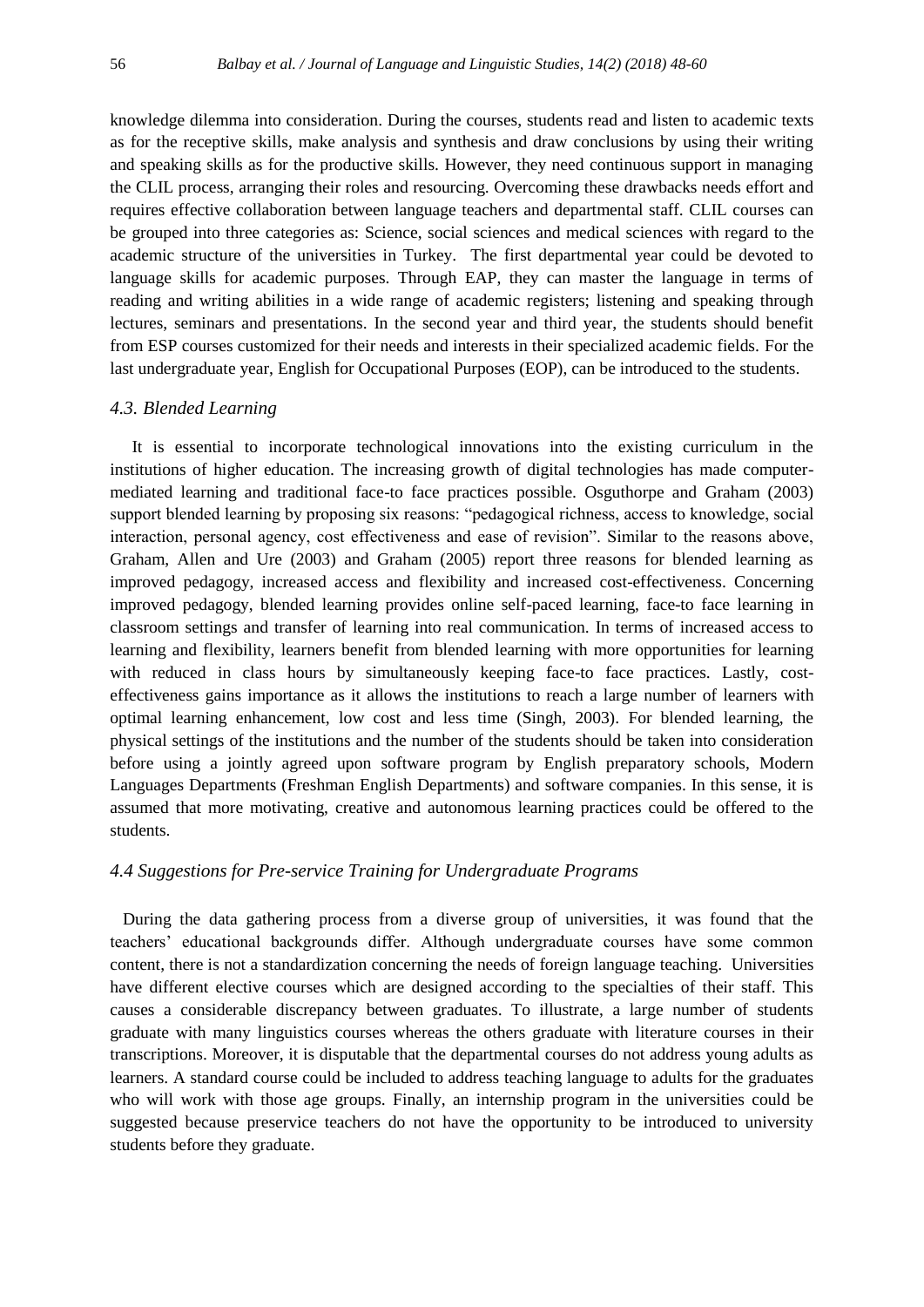knowledge dilemma into consideration. During the courses, students read and listen to academic texts as for the receptive skills, make analysis and synthesis and draw conclusions by using their writing and speaking skills as for the productive skills. However, they need continuous support in managing the CLIL process, arranging their roles and resourcing. Overcoming these drawbacks needs effort and requires effective collaboration between language teachers and departmental staff. CLIL courses can be grouped into three categories as: Science, social sciences and medical sciences with regard to the academic structure of the universities in Turkey. The first departmental year could be devoted to language skills for academic purposes. Through EAP, they can master the language in terms of reading and writing abilities in a wide range of academic registers; listening and speaking through lectures, seminars and presentations. In the second year and third year, the students should benefit from ESP courses customized for their needs and interests in their specialized academic fields. For the last undergraduate year, English for Occupational Purposes (EOP), can be introduced to the students.

### *4.3. Blended Learning*

It is essential to incorporate technological innovations into the existing curriculum in the institutions of higher education. The increasing growth of digital technologies has made computer-mediated learning and traditional face-to face practices possible. Osguthorpe and Graham (2003) support blended learning by proposing six reasons: "pedagogical richness, access to knowledge, social interaction, personal agency, cost effectiveness and ease of revision". Similar to the reasons above, Graham, Allen and Ure (2003) and Graham (2005) report three reasons for blended learning as improved pedagogy, increased access and flexibility and increased cost-effectiveness. Concerning improved pedagogy, blended learning provides online self-paced learning, face-to face learning in classroom settings and transfer of learning into real communication. In terms of increased access to learning and flexibility, learners benefit from blended learning with more opportunities for learning with reduced in class hours by simultaneously keeping face-to face practices. Lastly, cost-effectiveness gains importance as it allows the institutions to reach a large number of learners with optimal learning enhancement, low cost and less time (Singh, 2003). For blended learning, the physical settings of the institutions and the number of the students should be taken into consideration before using a jointly agreed upon software program by English preparatory schools, Modern Languages Departments (Freshman English Departments) and software companies. In this sense, it is assumed that more motivating, creative and autonomous learning practices could be offered to the students.

### *4.4 Suggestions for Pre-service Training for Undergraduate Programs*

During the data gathering process from a diverse group of universities, it was found that the teachers' educational backgrounds differ. Although undergraduate courses have some common content, there is not a standardization concerning the needs of foreign language teaching. Universities have different elective courses which are designed according to the specialties of their staff. This causes a considerable discrepancy between graduates. To illustrate, a large number of students graduate with many linguistics courses whereas the others graduate with literature courses in their transcriptions. Moreover, it is disputable that the departmental courses do not address young adults as learners. A standard course could be included to address teaching language to adults for the graduates who will work with those age groups. Finally, an internship program in the universities could be suggested because preservice teachers do not have the opportunity to be introduced to university students before they graduate.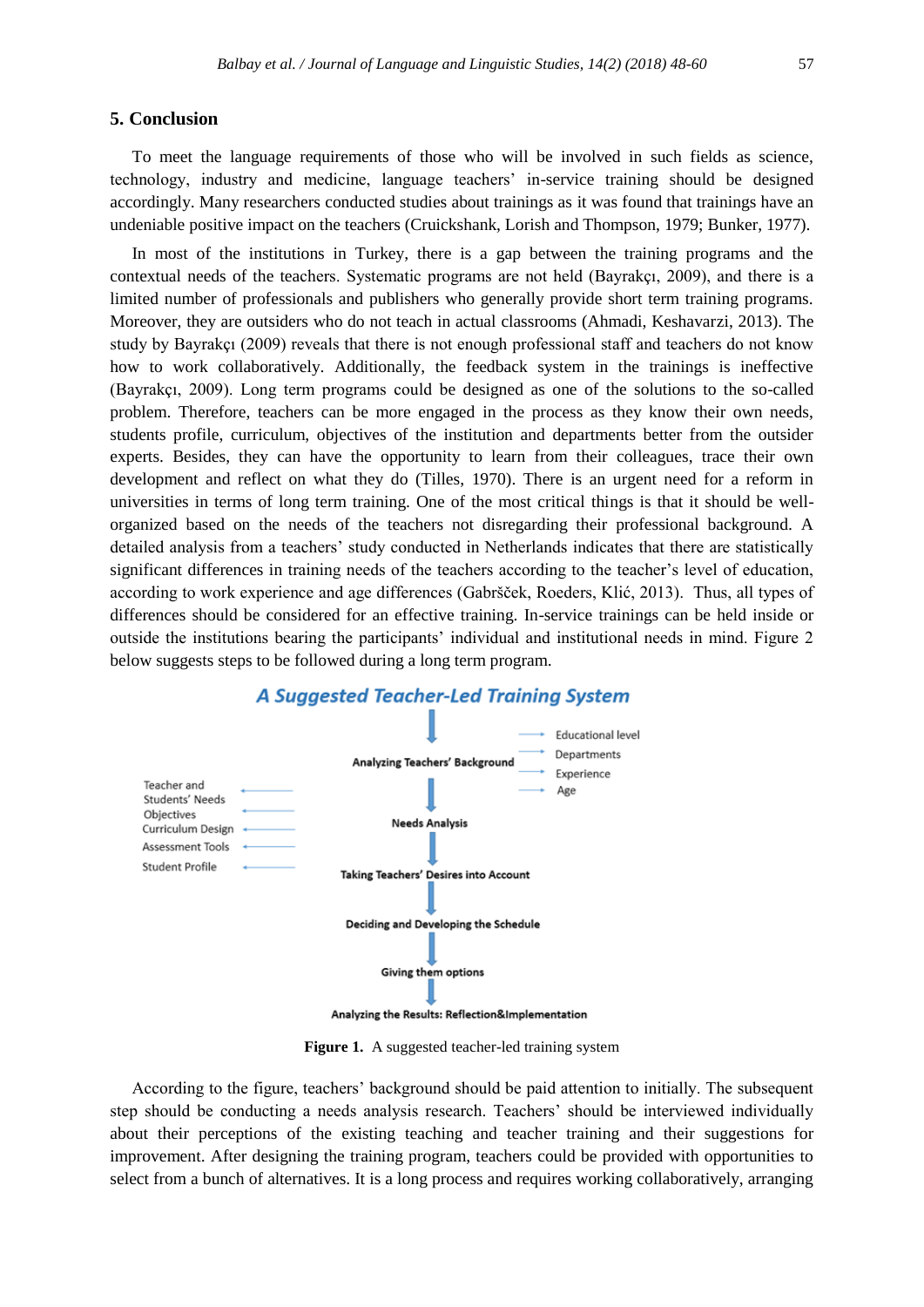## 5. Conclusion

To meet the language requirements of those who will be involved in such fields as science, technology, industry and medicine, language teachers' in-service training should be designed accordingly. Many researchers conducted studies about trainings as it was found that trainings have an undeniable positive impact on the teachers (Cruickshank, Lorish and Thompson, 1979; Bunker, 1977).

In most of the institutions in Turkey, there is a gap between the training programs and the contextual needs of the teachers. Systematic programs are not held (Bayrakçı, 2009), and there is a limited number of professionals and publishers who generally provide short term training programs. Moreover, they are outsiders who do not teach in actual classrooms (Ahmadi, Keshavarzi, 2013). The study by Bayrakçı (2009) reveals that there is not enough professional staff and teachers do not know how to work collaboratively. Additionally, the feedback system in the trainings is ineffective (Bayrakçı, 2009). Long term programs could be designed as one of the solutions to the so-called problem. Therefore, teachers can be more engaged in the process as they know their own needs, students profile, curriculum, objectives of the institution and departments better from the outsider experts. Besides, they can have the opportunity to learn from their colleagues, trace their own development and reflect on what they do (Tilles, 1970). There is an urgent need for a reform in universities in terms of long term training. One of the most critical things is that it should be well-organized based on the needs of the teachers not disregarding their professional background. A detailed analysis from a teachers' study conducted in Netherlands indicates that there are statistically significant differences in training needs of the teachers according to the teacher's level of education, according to work experience and age differences (Gabršček, Roeders, Klić, 2013). Thus, all types of differences should be considered for an effective training. In-service trainings can be held inside or outside the institutions bearing the participants' individual and institutional needs in mind. Figure 2 below suggests steps to be followed during a long term program.

**A Suggested Teacher-Led Training System**

- Analyzing Teachers' Background → Educational level; Departments; Experience; Age
- Needs Analysis → Teacher and Students' Needs; Objectives; Curriculum Design; Assessment Tools; Student Profile
- Taking Teachers' Desires into Account
- Deciding and Developing the Schedule
- Giving them options
- Analyzing the Results: Reflection&Implementation

**Figure 1.** A suggested teacher-led training system

According to the figure, teachers' background should be paid attention to initially. The subsequent step should be conducting a needs analysis research. Teachers' should be interviewed individually about their perceptions of the existing teaching and teacher training and their suggestions for improvement. After designing the training program, teachers could be provided with opportunities to select from a bunch of alternatives. It is a long process and requires working collaboratively, arranging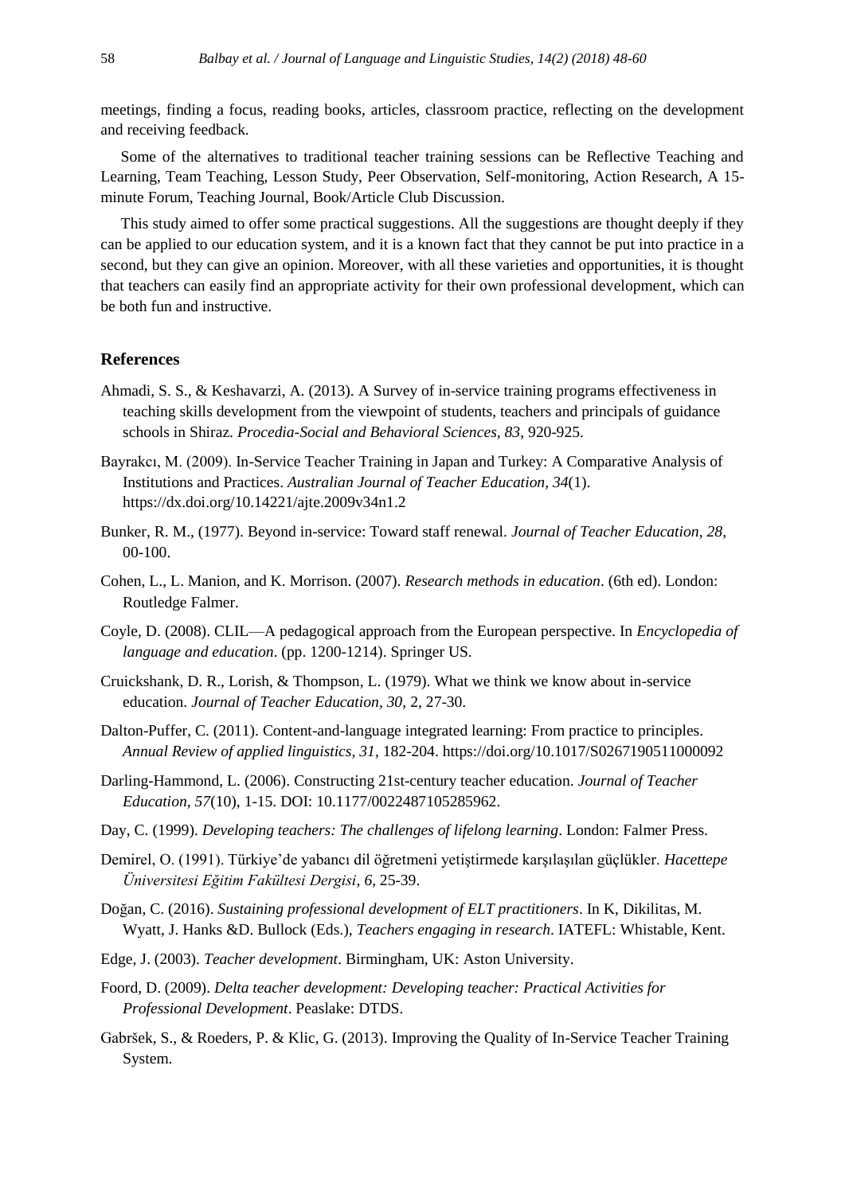meetings, finding a focus, reading books, articles, classroom practice, reflecting on the development and receiving feedback.

Some of the alternatives to traditional teacher training sessions can be Reflective Teaching and Learning, Team Teaching, Lesson Study, Peer Observation, Self-monitoring, Action Research, A 15-minute Forum, Teaching Journal, Book/Article Club Discussion.

This study aimed to offer some practical suggestions. All the suggestions are thought deeply if they can be applied to our education system, and it is a known fact that they cannot be put into practice in a second, but they can give an opinion. Moreover, with all these varieties and opportunities, it is thought that teachers can easily find an appropriate activity for their own professional development, which can be both fun and instructive.

## References

Ahmadi, S. S., & Keshavarzi, A. (2013). A Survey of in-service training programs effectiveness in teaching skills development from the viewpoint of students, teachers and principals of guidance schools in Shiraz. *Procedia-Social and Behavioral Sciences, 83*, 920-925.

Bayrakcı, M. (2009). In-Service Teacher Training in Japan and Turkey: A Comparative Analysis of Institutions and Practices. *Australian Journal of Teacher Education, 34*(1). https://dx.doi.org/10.14221/ajte.2009v34n1.2

Bunker, R. M., (1977). Beyond in-service: Toward staff renewal. *Journal of Teacher Education, 28*, 00-100.

Cohen, L., L. Manion, and K. Morrison. (2007). *Research methods in education*. (6th ed). London: Routledge Falmer.

Coyle, D. (2008). CLIL—A pedagogical approach from the European perspective. In *Encyclopedia of language and education*. (pp. 1200-1214). Springer US.

Cruickshank, D. R., Lorish, & Thompson, L. (1979). What we think we know about in-service education. *Journal of Teacher Education, 30*, 2, 27-30.

Dalton-Puffer, C. (2011). Content-and-language integrated learning: From practice to principles. *Annual Review of applied linguistics, 31*, 182-204. https://doi.org/10.1017/S0267190511000092

Darling-Hammond, L. (2006). Constructing 21st-century teacher education. *Journal of Teacher Education, 57*(10), 1-15. DOI: 10.1177/0022487105285962.

Day, C. (1999). *Developing teachers: The challenges of lifelong learning*. London: Falmer Press.

Demirel, O. (1991). Türkiye'de yabancı dil öğretmeni yetiştirmede karşılaşılan güçlükler. *Hacettepe Üniversitesi Eğitim Fakültesi Dergisi, 6*, 25-39.

Doğan, C. (2016). *Sustaining professional development of ELT practitioners*. In K, Dikilitas, M. Wyatt, J. Hanks &D. Bullock (Eds.), *Teachers engaging in research*. IATEFL: Whistable, Kent.

Edge, J. (2003). *Teacher development*. Birmingham, UK: Aston University.

Foord, D. (2009). *Delta teacher development: Developing teacher: Practical Activities for Professional Development*. Peaslake: DTDS.

Gabršek, S., & Roeders, P. & Klic, G. (2013). Improving the Quality of In-Service Teacher Training System.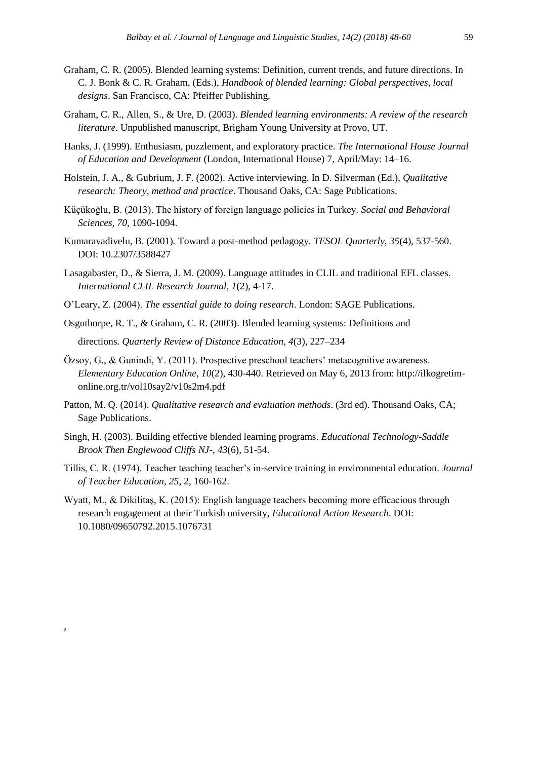Graham, C. R. (2005). Blended learning systems: Definition, current trends, and future directions. In C. J. Bonk & C. R. Graham, (Eds.), *Handbook of blended learning: Global perspectives, local designs*. San Francisco, CA: Pfeiffer Publishing.

Graham, C. R., Allen, S., & Ure, D. (2003). *Blended learning environments: A review of the research literature.* Unpublished manuscript, Brigham Young University at Provo, UT.

Hanks, J. (1999). Enthusiasm, puzzlement, and exploratory practice. *The International House Journal of Education and Development* (London, International House) 7, April/May: 14–16.

Holstein, J. A., & Gubrium, J. F. (2002). Active interviewing. In D. Silverman (Ed.), *Qualitative research: Theory, method and practice*. Thousand Oaks, CA: Sage Publications.

Küçükoğlu, B. (2013). The history of foreign language policies in Turkey. *Social and Behavioral Sciences, 70*, 1090-1094.

Kumaravadivelu, B. (2001). Toward a post-method pedagogy. *TESOL Quarterly, 35*(4), 537-560. DOI: 10.2307/3588427

Lasagabaster, D., & Sierra, J. M. (2009). Language attitudes in CLIL and traditional EFL classes. *International CLIL Research Journal, 1*(2), 4-17.

O'Leary, Z. (2004). *The essential guide to doing research*. London: SAGE Publications.

Osguthorpe, R. T., & Graham, C. R. (2003). Blended learning systems: Definitions and directions. *Quarterly Review of Distance Education, 4*(3), 227–234

Özsoy, G., & Gunindi, Y. (2011). Prospective preschool teachers' metacognitive awareness. *Elementary Education Online*, *10*(2), 430-440. Retrieved on May 6, 2013 from: http://ilkogretim-online.org.tr/vol10say2/v10s2m4.pdf

Patton, M. Q. (2014). *Qualitative research and evaluation methods*. (3rd ed). Thousand Oaks, CA; Sage Publications.

Singh, H. (2003). Building effective blended learning programs. *Educational Technology-Saddle Brook Then Englewood Cliffs NJ-, 43*(6), 51-54.

Tillis, C. R. (1974). Teacher teaching teacher's in-service training in environmental education. *Journal of Teacher Education, 25*, 2, 160-162.

Wyatt, M., & Dikilitaş, K. (2015): English language teachers becoming more efficacious through research engagement at their Turkish university, *Educational Action Research*. DOI: 10.1080/09650792.2015.1076731

,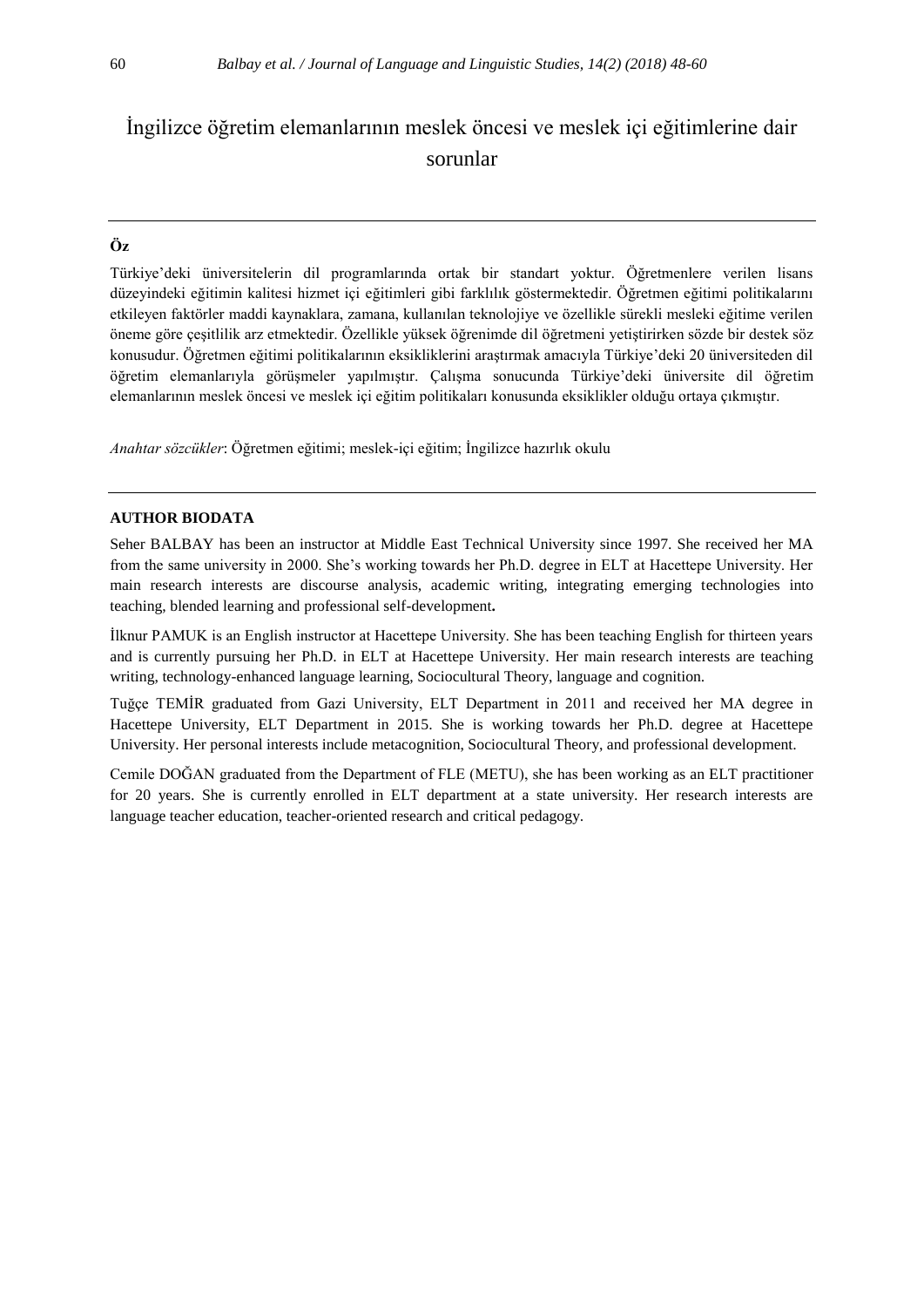# İngilizce öğretim elemanlarının meslek öncesi ve meslek içi eğitimlerine dair sorunlar

## Öz

Türkiye'deki üniversitelerin dil programlarında ortak bir standart yoktur. Öğretmenlere verilen lisans düzeyindeki eğitimin kalitesi hizmet içi eğitimleri gibi farklılık göstermektedir. Öğretmen eğitimi politikalarını etkileyen faktörler maddi kaynaklara, zamana, kullanılan teknolojiye ve özellikle sürekli mesleki eğitime verilen öneme göre çeşitlilik arz etmektedir. Özellikle yüksek öğrenimde dil öğretmeni yetiştirirken sözde bir destek söz konusudur. Öğretmen eğitimi politikalarının eksikliklerini araştırmak amacıyla Türkiye'deki 20 üniversiteden dil öğretim elemanlarıyla görüşmeler yapılmıştır. Çalışma sonucunda Türkiye'deki üniversite dil öğretim elemanlarının meslek öncesi ve meslek içi eğitim politikaları konusunda eksiklikler olduğu ortaya çıkmıştır.

*Anahtar sözcükler*: Öğretmen eğitimi; meslek-içi eğitim; İngilizce hazırlık okulu

## AUTHOR BIODATA

Seher BALBAY has been an instructor at Middle East Technical University since 1997. She received her MA from the same university in 2000. She's working towards her Ph.D. degree in ELT at Hacettepe University. Her main research interests are discourse analysis, academic writing, integrating emerging technologies into teaching, blended learning and professional self-development**.**

İlknur PAMUK is an English instructor at Hacettepe University. She has been teaching English for thirteen years and is currently pursuing her Ph.D. in ELT at Hacettepe University. Her main research interests are teaching writing, technology-enhanced language learning, Sociocultural Theory, language and cognition.

Tuğçe TEMİR graduated from Gazi University, ELT Department in 2011 and received her MA degree in Hacettepe University, ELT Department in 2015. She is working towards her Ph.D. degree at Hacettepe University. Her personal interests include metacognition, Sociocultural Theory, and professional development.

Cemile DOĞAN graduated from the Department of FLE (METU), she has been working as an ELT practitioner for 20 years. She is currently enrolled in ELT department at a state university. Her research interests are language teacher education, teacher-oriented research and critical pedagogy.